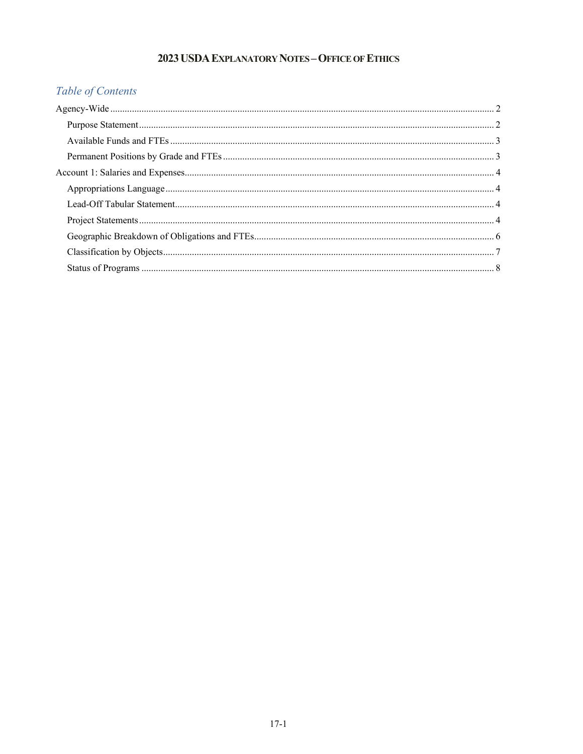# 2023 USDA Explanatory Notes – Office of Ethics

## Table of Contents

- Agency-Wide ........ 2
  - Purpose Statement ........ 2
  - Available Funds and FTEs ........ 3
  - Permanent Positions by Grade and FTEs ........ 3
- Account 1: Salaries and Expenses ........ 4
  - Appropriations Language ........ 4
  - Lead-Off Tabular Statement ........ 4
  - Project Statements ........ 4
  - Geographic Breakdown of Obligations and FTEs ........ 6
  - Classification by Objects ........ 7
  - Status of Programs ........ 8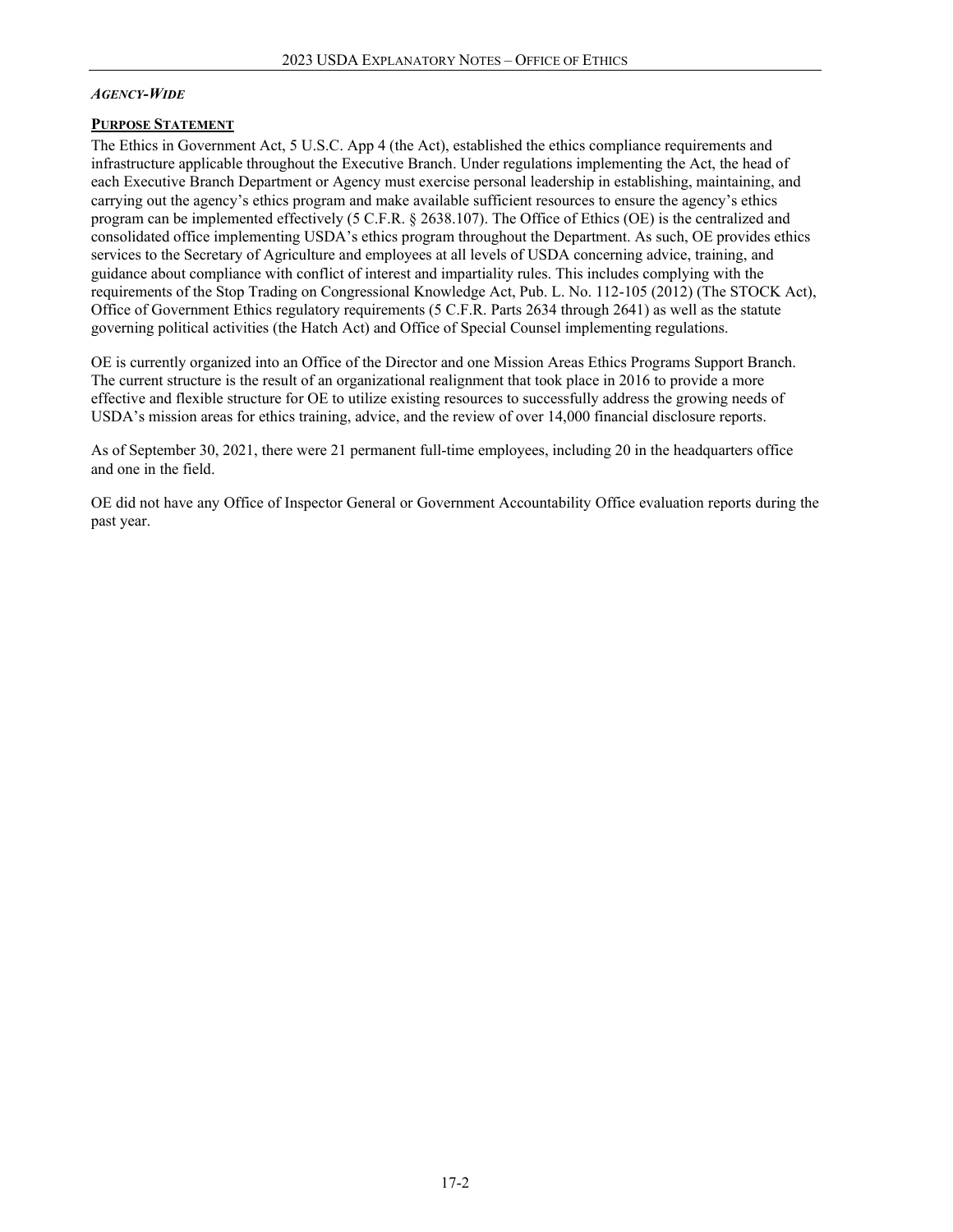***Agency-Wide***

## Purpose Statement

The Ethics in Government Act, 5 U.S.C. App 4 (the Act), established the ethics compliance requirements and infrastructure applicable throughout the Executive Branch. Under regulations implementing the Act, the head of each Executive Branch Department or Agency must exercise personal leadership in establishing, maintaining, and carrying out the agency's ethics program and make available sufficient resources to ensure the agency's ethics program can be implemented effectively (5 C.F.R. § 2638.107). The Office of Ethics (OE) is the centralized and consolidated office implementing USDA's ethics program throughout the Department. As such, OE provides ethics services to the Secretary of Agriculture and employees at all levels of USDA concerning advice, training, and guidance about compliance with conflict of interest and impartiality rules. This includes complying with the requirements of the Stop Trading on Congressional Knowledge Act, Pub. L. No. 112-105 (2012) (The STOCK Act), Office of Government Ethics regulatory requirements (5 C.F.R. Parts 2634 through 2641) as well as the statute governing political activities (the Hatch Act) and Office of Special Counsel implementing regulations.

OE is currently organized into an Office of the Director and one Mission Areas Ethics Programs Support Branch. The current structure is the result of an organizational realignment that took place in 2016 to provide a more effective and flexible structure for OE to utilize existing resources to successfully address the growing needs of USDA's mission areas for ethics training, advice, and the review of over 14,000 financial disclosure reports.

As of September 30, 2021, there were 21 permanent full-time employees, including 20 in the headquarters office and one in the field.

OE did not have any Office of Inspector General or Government Accountability Office evaluation reports during the past year.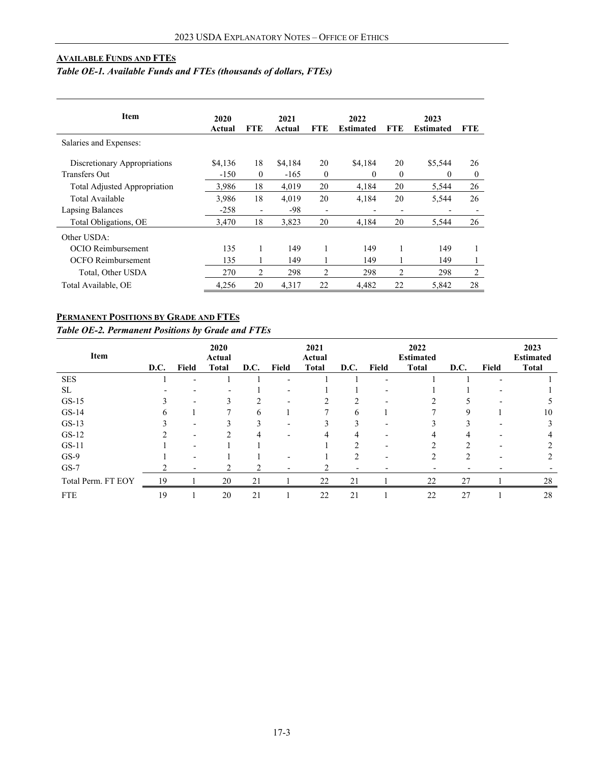## AVAILABLE FUNDS AND FTES

*Table OE-1. Available Funds and FTEs (thousands of dollars, FTEs)*

| Item | 2020 Actual | FTE | 2021 Actual | FTE | 2022 Estimated | FTE | 2023 Estimated | FTE |
|---|---|---|---|---|---|---|---|---|
| Salaries and Expenses: | | | | | | | | |
| Discretionary Appropriations | $4,136 | 18 | $4,184 | 20 | $4,184 | 20 | $5,544 | 26 |
| Transfers Out | -150 | 0 | -165 | 0 | 0 | 0 | 0 | 0 |
| Total Adjusted Appropriation | 3,986 | 18 | 4,019 | 20 | 4,184 | 20 | 5,544 | 26 |
| Total Available | 3,986 | 18 | 4,019 | 20 | 4,184 | 20 | 5,544 | 26 |
| Lapsing Balances | -258 | - | -98 | - | - | - | - | - |
| Total Obligations, OE | 3,470 | 18 | 3,823 | 20 | 4,184 | 20 | 5,544 | 26 |
| Other USDA: | | | | | | | | |
| OCIO Reimbursement | 135 | 1 | 149 | 1 | 149 | 1 | 149 | 1 |
| OCFO Reimbursement | 135 | 1 | 149 | 1 | 149 | 1 | 149 | 1 |
| Total, Other USDA | 270 | 2 | 298 | 2 | 298 | 2 | 298 | 2 |
| Total Available, OE | 4,256 | 20 | 4,317 | 22 | 4,482 | 22 | 5,842 | 28 |

## PERMANENT POSITIONS BY GRADE AND FTES

*Table OE-2. Permanent Positions by Grade and FTEs*

| Item | D.C. | Field | 2020 Actual Total | D.C. | Field | 2021 Actual Total | D.C. | Field | 2022 Estimated Total | D.C. | Field | 2023 Estimated Total |
|---|---|---|---|---|---|---|---|---|---|---|---|---|
| SES | 1 | - | 1 | 1 | - | 1 | 1 | - | 1 | 1 | - | 1 |
| SL | - | - | - | 1 | - | 1 | 1 | - | 1 | 1 | - | 1 |
| GS-15 | 3 | - | 3 | 2 | - | 2 | 2 | - | 2 | 5 | - | 5 |
| GS-14 | 6 | 1 | 7 | 6 | 1 | 7 | 6 | 1 | 7 | 9 | 1 | 10 |
| GS-13 | 3 | - | 3 | 3 | - | 3 | 3 | - | 3 | 3 | - | 3 |
| GS-12 | 2 | - | 2 | 4 | - | 4 | 4 | - | 4 | 4 | - | 4 |
| GS-11 | 1 | - | 1 | 1 | | 1 | 2 | - | 2 | 2 | - | 2 |
| GS-9 | 1 | - | 1 | 1 | - | 1 | 2 | - | 2 | 2 | - | 2 |
| GS-7 | 2 | - | 2 | 2 | - | 2 | - | - | - | - | - | - |
| Total Perm. FT EOY | 19 | 1 | 20 | 21 | 1 | 22 | 21 | 1 | 22 | 27 | 1 | 28 |
| FTE | 19 | 1 | 20 | 21 | 1 | 22 | 21 | 1 | 22 | 27 | 1 | 28 |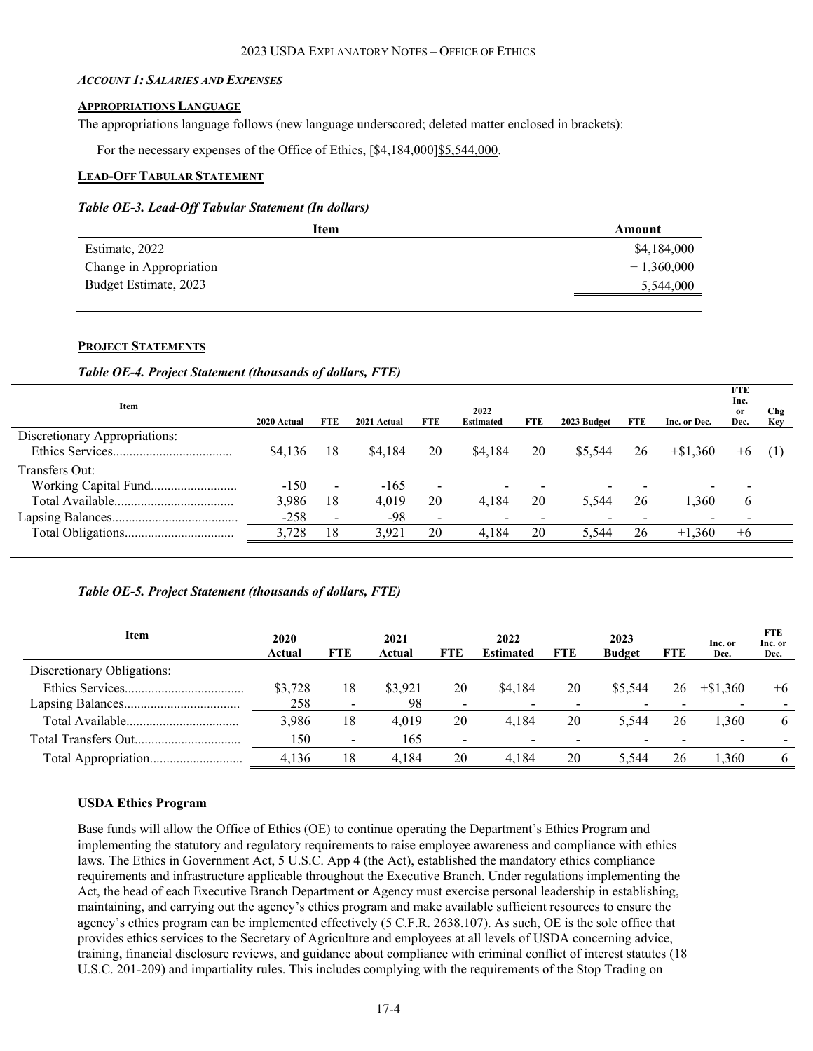### *Account 1: Salaries and Expenses*

**Appropriations Language**

The appropriations language follows (new language underscored; deleted matter enclosed in brackets):

For the necessary expenses of the Office of Ethics, [$4,184,000]$5,544,000.

**Lead-Off Tabular Statement**

***Table OE-3. Lead-Off Tabular Statement (In dollars)***

| Item | Amount |
|---|---|
| Estimate, 2022 | $4,184,000 |
| Change in Appropriation | + 1,360,000 |
| Budget Estimate, 2023 | 5,544,000 |

**Project Statements**

***Table OE-4. Project Statement (thousands of dollars, FTE)***

| Item | 2020 Actual | FTE | 2021 Actual | FTE | 2022 Estimated | FTE | 2023 Budget | FTE | Inc. or Dec. | FTE Inc. or Dec. | Chg Key |
|---|---|---|---|---|---|---|---|---|---|---|---|
| Discretionary Appropriations: | | | | | | | | | | | |
| Ethics Services | $4,136 | 18 | $4,184 | 20 | $4,184 | 20 | $5,544 | 26 | +$1,360 | +6 | (1) |
| Transfers Out: | | | | | | | | | | | |
| Working Capital Fund | -150 | - | -165 | - | - | - | - | - | - | - | |
| Total Available | 3,986 | 18 | 4,019 | 20 | 4,184 | 20 | 5,544 | 26 | 1,360 | 6 | |
| Lapsing Balances | -258 | - | -98 | - | - | - | - | - | - | - | |
| Total Obligations | 3,728 | 18 | 3,921 | 20 | 4,184 | 20 | 5,544 | 26 | +1,360 | +6 | |

***Table OE-5. Project Statement (thousands of dollars, FTE)***

| Item | 2020 Actual | FTE | 2021 Actual | FTE | 2022 Estimated | FTE | 2023 Budget | FTE | Inc. or Dec. | FTE Inc. or Dec. |
|---|---|---|---|---|---|---|---|---|---|---|
| Discretionary Obligations: | | | | | | | | | | |
| Ethics Services | $3,728 | 18 | $3,921 | 20 | $4,184 | 20 | $5,544 | 26 | +$1,360 | +6 |
| Lapsing Balances | 258 | - | 98 | - | - | - | - | - | - | - |
| Total Available | 3,986 | 18 | 4,019 | 20 | 4,184 | 20 | 5,544 | 26 | 1,360 | 6 |
| Total Transfers Out | 150 | - | 165 | - | - | - | - | - | - | - |
| Total Appropriation | 4,136 | 18 | 4,184 | 20 | 4,184 | 20 | 5,544 | 26 | 1,360 | 6 |

**USDA Ethics Program**

Base funds will allow the Office of Ethics (OE) to continue operating the Department's Ethics Program and implementing the statutory and regulatory requirements to raise employee awareness and compliance with ethics laws. The Ethics in Government Act, 5 U.S.C. App 4 (the Act), established the mandatory ethics compliance requirements and infrastructure applicable throughout the Executive Branch. Under regulations implementing the Act, the head of each Executive Branch Department or Agency must exercise personal leadership in establishing, maintaining, and carrying out the agency's ethics program and make available sufficient resources to ensure the agency's ethics program can be implemented effectively (5 C.F.R. 2638.107). As such, OE is the sole office that provides ethics services to the Secretary of Agriculture and employees at all levels of USDA concerning advice, training, financial disclosure reviews, and guidance about compliance with criminal conflict of interest statutes (18 U.S.C. 201-209) and impartiality rules. This includes complying with the requirements of the Stop Trading on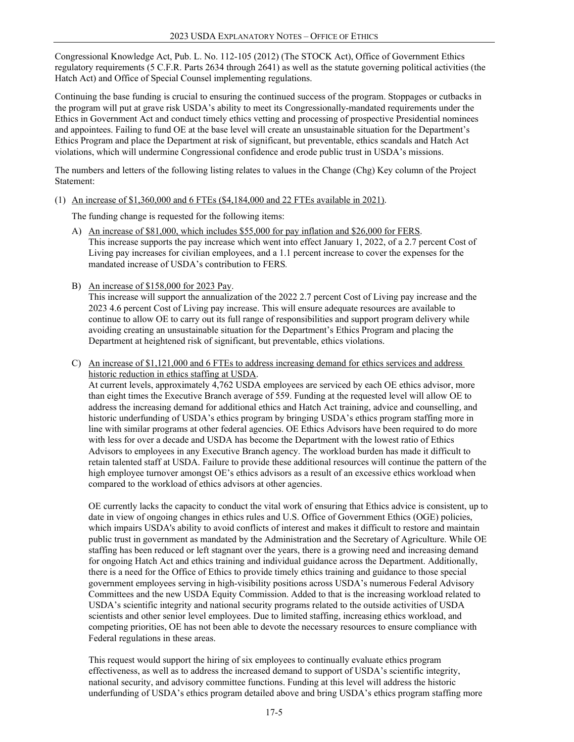Congressional Knowledge Act, Pub. L. No. 112-105 (2012) (The STOCK Act), Office of Government Ethics regulatory requirements (5 C.F.R. Parts 2634 through 2641) as well as the statute governing political activities (the Hatch Act) and Office of Special Counsel implementing regulations.

Continuing the base funding is crucial to ensuring the continued success of the program. Stoppages or cutbacks in the program will put at grave risk USDA's ability to meet its Congressionally-mandated requirements under the Ethics in Government Act and conduct timely ethics vetting and processing of prospective Presidential nominees and appointees. Failing to fund OE at the base level will create an unsustainable situation for the Department's Ethics Program and place the Department at risk of significant, but preventable, ethics scandals and Hatch Act violations, which will undermine Congressional confidence and erode public trust in USDA's missions.

The numbers and letters of the following listing relates to values in the Change (Chg) Key column of the Project Statement:

(1) An increase of $1,360,000 and 6 FTEs ($4,184,000 and 22 FTEs available in 2021).

The funding change is requested for the following items:

A) An increase of $81,000, which includes $55,000 for pay inflation and $26,000 for FERS.
This increase supports the pay increase which went into effect January 1, 2022, of a 2.7 percent Cost of Living pay increases for civilian employees, and a 1.1 percent increase to cover the expenses for the mandated increase of USDA's contribution to FERS.

B) An increase of $158,000 for 2023 Pay.
This increase will support the annualization of the 2022 2.7 percent Cost of Living pay increase and the 2023 4.6 percent Cost of Living pay increase. This will ensure adequate resources are available to continue to allow OE to carry out its full range of responsibilities and support program delivery while avoiding creating an unsustainable situation for the Department's Ethics Program and placing the Department at heightened risk of significant, but preventable, ethics violations.

C) An increase of $1,121,000 and 6 FTEs to address increasing demand for ethics services and address historic reduction in ethics staffing at USDA.
At current levels, approximately 4,762 USDA employees are serviced by each OE ethics advisor, more than eight times the Executive Branch average of 559. Funding at the requested level will allow OE to address the increasing demand for additional ethics and Hatch Act training, advice and counselling, and historic underfunding of USDA's ethics program by bringing USDA's ethics program staffing more in line with similar programs at other federal agencies. OE Ethics Advisors have been required to do more with less for over a decade and USDA has become the Department with the lowest ratio of Ethics Advisors to employees in any Executive Branch agency. The workload burden has made it difficult to retain talented staff at USDA. Failure to provide these additional resources will continue the pattern of the high employee turnover amongst OE's ethics advisors as a result of an excessive ethics workload when compared to the workload of ethics advisors at other agencies.

OE currently lacks the capacity to conduct the vital work of ensuring that Ethics advice is consistent, up to date in view of ongoing changes in ethics rules and U.S. Office of Government Ethics (OGE) policies, which impairs USDA's ability to avoid conflicts of interest and makes it difficult to restore and maintain public trust in government as mandated by the Administration and the Secretary of Agriculture. While OE staffing has been reduced or left stagnant over the years, there is a growing need and increasing demand for ongoing Hatch Act and ethics training and individual guidance across the Department. Additionally, there is a need for the Office of Ethics to provide timely ethics training and guidance to those special government employees serving in high-visibility positions across USDA's numerous Federal Advisory Committees and the new USDA Equity Commission. Added to that is the increasing workload related to USDA's scientific integrity and national security programs related to the outside activities of USDA scientists and other senior level employees. Due to limited staffing, increasing ethics workload, and competing priorities, OE has not been able to devote the necessary resources to ensure compliance with Federal regulations in these areas.

This request would support the hiring of six employees to continually evaluate ethics program effectiveness, as well as to address the increased demand to support of USDA's scientific integrity, national security, and advisory committee functions. Funding at this level will address the historic underfunding of USDA's ethics program detailed above and bring USDA's ethics program staffing more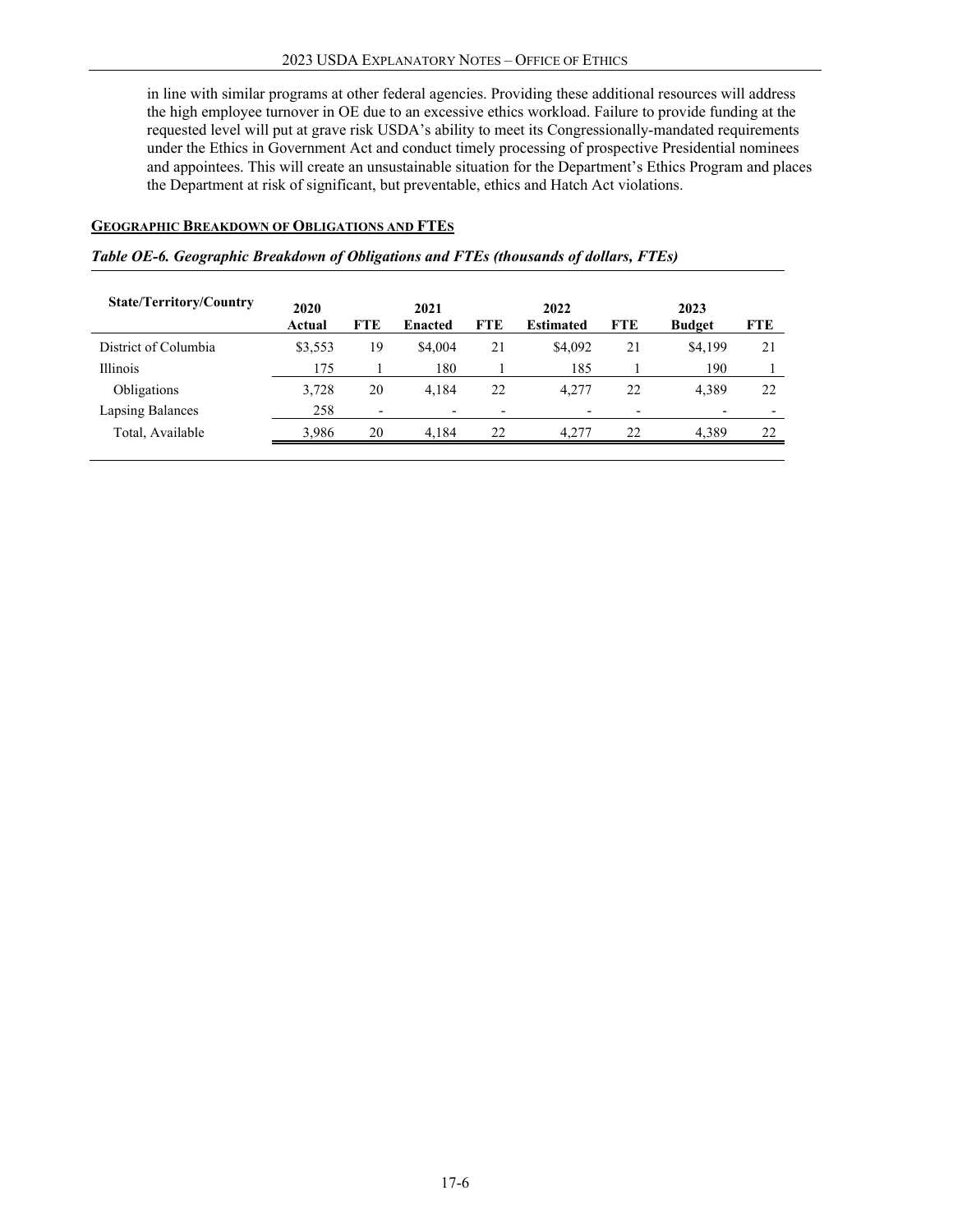in line with similar programs at other federal agencies. Providing these additional resources will address the high employee turnover in OE due to an excessive ethics workload. Failure to provide funding at the requested level will put at grave risk USDA's ability to meet its Congressionally-mandated requirements under the Ethics in Government Act and conduct timely processing of prospective Presidential nominees and appointees. This will create an unsustainable situation for the Department's Ethics Program and places the Department at risk of significant, but preventable, ethics and Hatch Act violations.

## Geographic Breakdown of Obligations and FTEs

*Table OE-6. Geographic Breakdown of Obligations and FTEs (thousands of dollars, FTEs)*

| State/Territory/Country | 2020 Actual | FTE | 2021 Enacted | FTE | 2022 Estimated | FTE | 2023 Budget | FTE |
|---|---|---|---|---|---|---|---|---|
| District of Columbia | $3,553 | 19 | $4,004 | 21 | $4,092 | 21 | $4,199 | 21 |
| Illinois | 175 | 1 | 180 | 1 | 185 | 1 | 190 | 1 |
| Obligations | 3,728 | 20 | 4,184 | 22 | 4,277 | 22 | 4,389 | 22 |
| Lapsing Balances | 258 | - | - | - | - | - | - | - |
| Total, Available | 3,986 | 20 | 4,184 | 22 | 4,277 | 22 | 4,389 | 22 |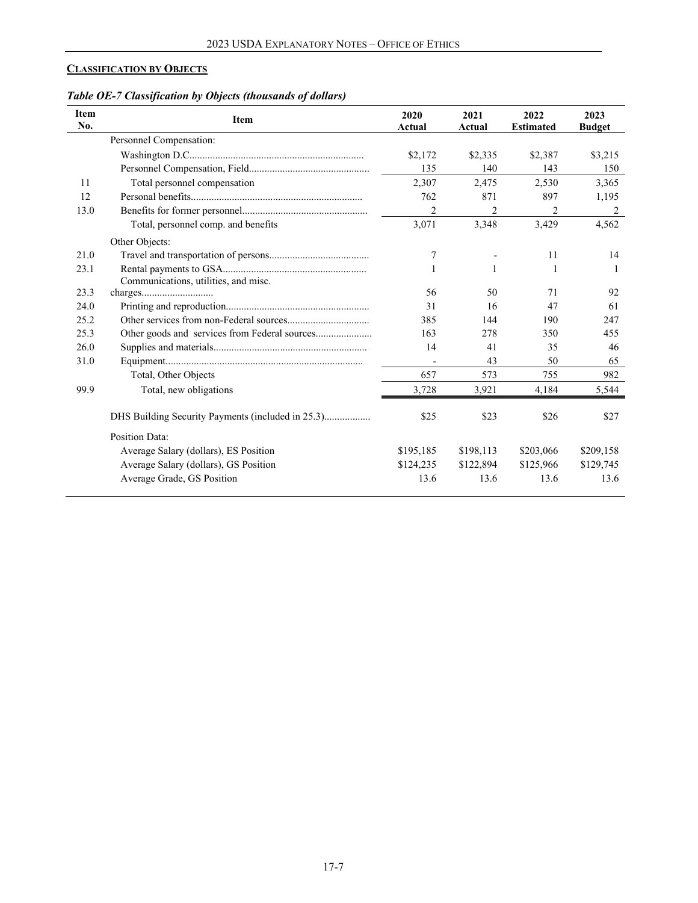## **CLASSIFICATION BY OBJECTS**

*Table OE-7 Classification by Objects (thousands of dollars)*

| Item No. | Item | 2020 Actual | 2021 Actual | 2022 Estimated | 2023 Budget |
|---|---|---|---|---|---|
| | Personnel Compensation: | | | | |
| | Washington D.C. | $2,172 | $2,335 | $2,387 | $3,215 |
| | Personnel Compensation, Field | 135 | 140 | 143 | 150 |
| 11 | Total personnel compensation | 2,307 | 2,475 | 2,530 | 3,365 |
| 12 | Personal benefits | 762 | 871 | 897 | 1,195 |
| 13.0 | Benefits for former personnel | 2 | 2 | 2 | 2 |
| | Total, personnel comp. and benefits | 3,071 | 3,348 | 3,429 | 4,562 |
| | Other Objects: | | | | |
| 21.0 | Travel and transportation of persons | 7 | - | 11 | 14 |
| 23.1 | Rental payments to GSA | 1 | 1 | 1 | 1 |
| 23.3 | Communications, utilities, and misc. charges | 56 | 50 | 71 | 92 |
| 24.0 | Printing and reproduction | 31 | 16 | 47 | 61 |
| 25.2 | Other services from non-Federal sources | 385 | 144 | 190 | 247 |
| 25.3 | Other goods and services from Federal sources | 163 | 278 | 350 | 455 |
| 26.0 | Supplies and materials | 14 | 41 | 35 | 46 |
| 31.0 | Equipment | - | 43 | 50 | 65 |
| | Total, Other Objects | 657 | 573 | 755 | 982 |
| 99.9 | Total, new obligations | 3,728 | 3,921 | 4,184 | 5,544 |
| | DHS Building Security Payments (included in 25.3) | $25 | $23 | $26 | $27 |
| | Position Data: | | | | |
| | Average Salary (dollars), ES Position | $195,185 | $198,113 | $203,066 | $209,158 |
| | Average Salary (dollars), GS Position | $124,235 | $122,894 | $125,966 | $129,745 |
| | Average Grade, GS Position | 13.6 | 13.6 | 13.6 | 13.6 |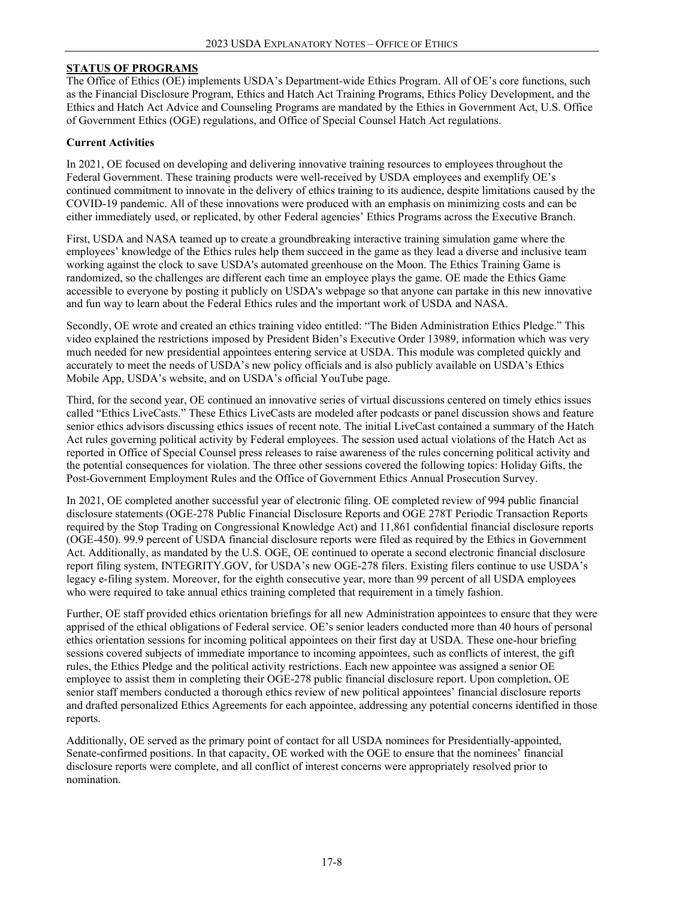## STATUS OF PROGRAMS

The Office of Ethics (OE) implements USDA's Department-wide Ethics Program. All of OE's core functions, such as the Financial Disclosure Program, Ethics and Hatch Act Training Programs, Ethics Policy Development, and the Ethics and Hatch Act Advice and Counseling Programs are mandated by the Ethics in Government Act, U.S. Office of Government Ethics (OGE) regulations, and Office of Special Counsel Hatch Act regulations.

### Current Activities

In 2021, OE focused on developing and delivering innovative training resources to employees throughout the Federal Government. These training products were well-received by USDA employees and exemplify OE's continued commitment to innovate in the delivery of ethics training to its audience, despite limitations caused by the COVID-19 pandemic. All of these innovations were produced with an emphasis on minimizing costs and can be either immediately used, or replicated, by other Federal agencies' Ethics Programs across the Executive Branch.

First, USDA and NASA teamed up to create a groundbreaking interactive training simulation game where the employees' knowledge of the Ethics rules help them succeed in the game as they lead a diverse and inclusive team working against the clock to save USDA's automated greenhouse on the Moon. The Ethics Training Game is randomized, so the challenges are different each time an employee plays the game. OE made the Ethics Game accessible to everyone by posting it publicly on USDA's webpage so that anyone can partake in this new innovative and fun way to learn about the Federal Ethics rules and the important work of USDA and NASA.

Secondly, OE wrote and created an ethics training video entitled: "The Biden Administration Ethics Pledge." This video explained the restrictions imposed by President Biden's Executive Order 13989, information which was very much needed for new presidential appointees entering service at USDA. This module was completed quickly and accurately to meet the needs of USDA's new policy officials and is also publicly available on USDA's Ethics Mobile App, USDA's website, and on USDA's official YouTube page.

Third, for the second year, OE continued an innovative series of virtual discussions centered on timely ethics issues called "Ethics LiveCasts." These Ethics LiveCasts are modeled after podcasts or panel discussion shows and feature senior ethics advisors discussing ethics issues of recent note. The initial LiveCast contained a summary of the Hatch Act rules governing political activity by Federal employees. The session used actual violations of the Hatch Act as reported in Office of Special Counsel press releases to raise awareness of the rules concerning political activity and the potential consequences for violation. The three other sessions covered the following topics: Holiday Gifts, the Post-Government Employment Rules and the Office of Government Ethics Annual Prosecution Survey.

In 2021, OE completed another successful year of electronic filing. OE completed review of 994 public financial disclosure statements (OGE-278 Public Financial Disclosure Reports and OGE 278T Periodic Transaction Reports required by the Stop Trading on Congressional Knowledge Act) and 11,861 confidential financial disclosure reports (OGE-450). 99.9 percent of USDA financial disclosure reports were filed as required by the Ethics in Government Act. Additionally, as mandated by the U.S. OGE, OE continued to operate a second electronic financial disclosure report filing system, INTEGRITY.GOV, for USDA's new OGE-278 filers. Existing filers continue to use USDA's legacy e-filing system. Moreover, for the eighth consecutive year, more than 99 percent of all USDA employees who were required to take annual ethics training completed that requirement in a timely fashion.

Further, OE staff provided ethics orientation briefings for all new Administration appointees to ensure that they were apprised of the ethical obligations of Federal service. OE's senior leaders conducted more than 40 hours of personal ethics orientation sessions for incoming political appointees on their first day at USDA. These one-hour briefing sessions covered subjects of immediate importance to incoming appointees, such as conflicts of interest, the gift rules, the Ethics Pledge and the political activity restrictions. Each new appointee was assigned a senior OE employee to assist them in completing their OGE-278 public financial disclosure report. Upon completion, OE senior staff members conducted a thorough ethics review of new political appointees' financial disclosure reports and drafted personalized Ethics Agreements for each appointee, addressing any potential concerns identified in those reports.

Additionally, OE served as the primary point of contact for all USDA nominees for Presidentially-appointed, Senate-confirmed positions. In that capacity, OE worked with the OGE to ensure that the nominees' financial disclosure reports were complete, and all conflict of interest concerns were appropriately resolved prior to nomination.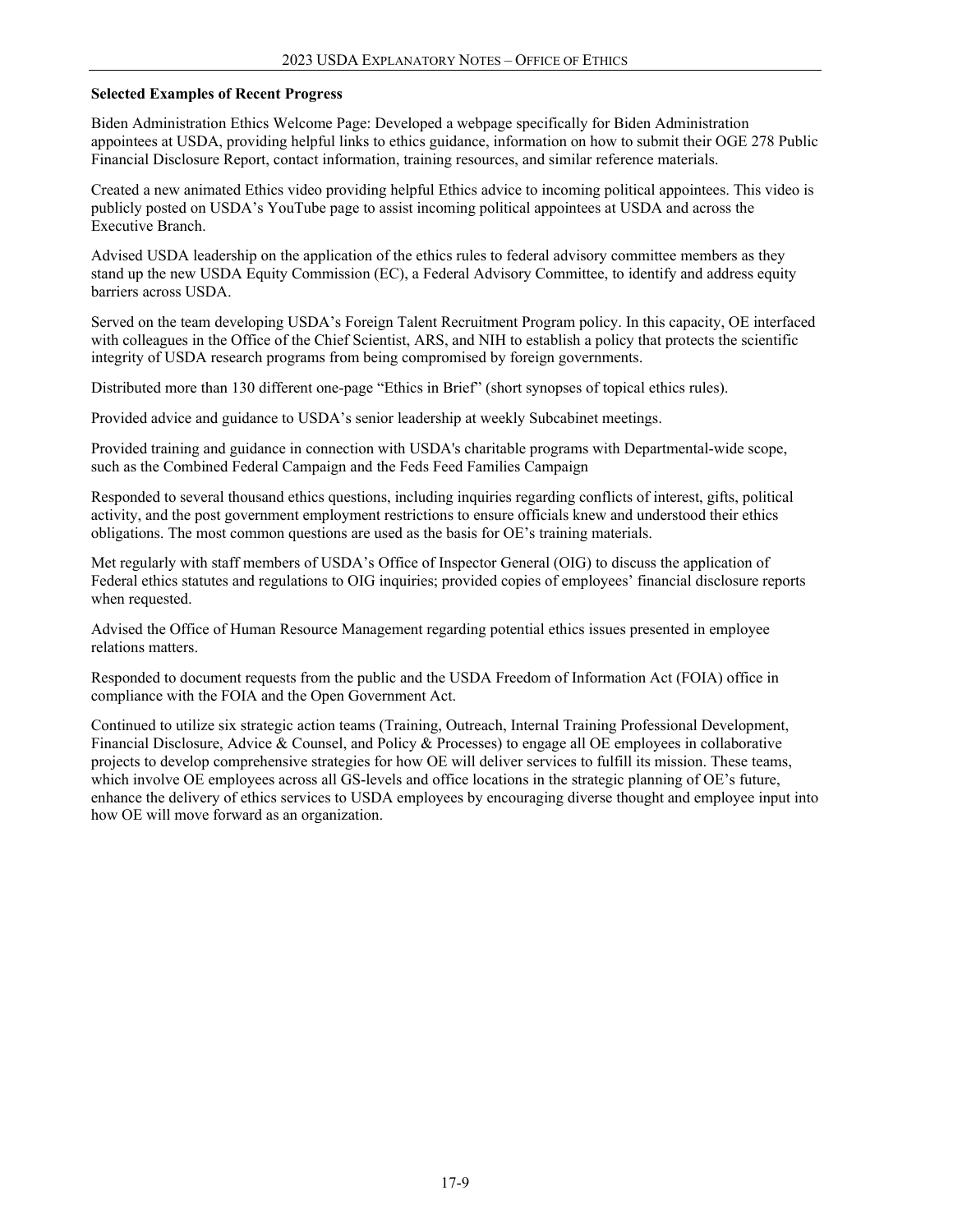**Selected Examples of Recent Progress**

Biden Administration Ethics Welcome Page: Developed a webpage specifically for Biden Administration appointees at USDA, providing helpful links to ethics guidance, information on how to submit their OGE 278 Public Financial Disclosure Report, contact information, training resources, and similar reference materials.

Created a new animated Ethics video providing helpful Ethics advice to incoming political appointees. This video is publicly posted on USDA's YouTube page to assist incoming political appointees at USDA and across the Executive Branch.

Advised USDA leadership on the application of the ethics rules to federal advisory committee members as they stand up the new USDA Equity Commission (EC), a Federal Advisory Committee, to identify and address equity barriers across USDA.

Served on the team developing USDA's Foreign Talent Recruitment Program policy. In this capacity, OE interfaced with colleagues in the Office of the Chief Scientist, ARS, and NIH to establish a policy that protects the scientific integrity of USDA research programs from being compromised by foreign governments.

Distributed more than 130 different one-page "Ethics in Brief" (short synopses of topical ethics rules).

Provided advice and guidance to USDA's senior leadership at weekly Subcabinet meetings.

Provided training and guidance in connection with USDA's charitable programs with Departmental-wide scope, such as the Combined Federal Campaign and the Feds Feed Families Campaign

Responded to several thousand ethics questions, including inquiries regarding conflicts of interest, gifts, political activity, and the post government employment restrictions to ensure officials knew and understood their ethics obligations. The most common questions are used as the basis for OE's training materials.

Met regularly with staff members of USDA's Office of Inspector General (OIG) to discuss the application of Federal ethics statutes and regulations to OIG inquiries; provided copies of employees' financial disclosure reports when requested.

Advised the Office of Human Resource Management regarding potential ethics issues presented in employee relations matters.

Responded to document requests from the public and the USDA Freedom of Information Act (FOIA) office in compliance with the FOIA and the Open Government Act.

Continued to utilize six strategic action teams (Training, Outreach, Internal Training Professional Development, Financial Disclosure, Advice & Counsel, and Policy & Processes) to engage all OE employees in collaborative projects to develop comprehensive strategies for how OE will deliver services to fulfill its mission. These teams, which involve OE employees across all GS-levels and office locations in the strategic planning of OE's future, enhance the delivery of ethics services to USDA employees by encouraging diverse thought and employee input into how OE will move forward as an organization.